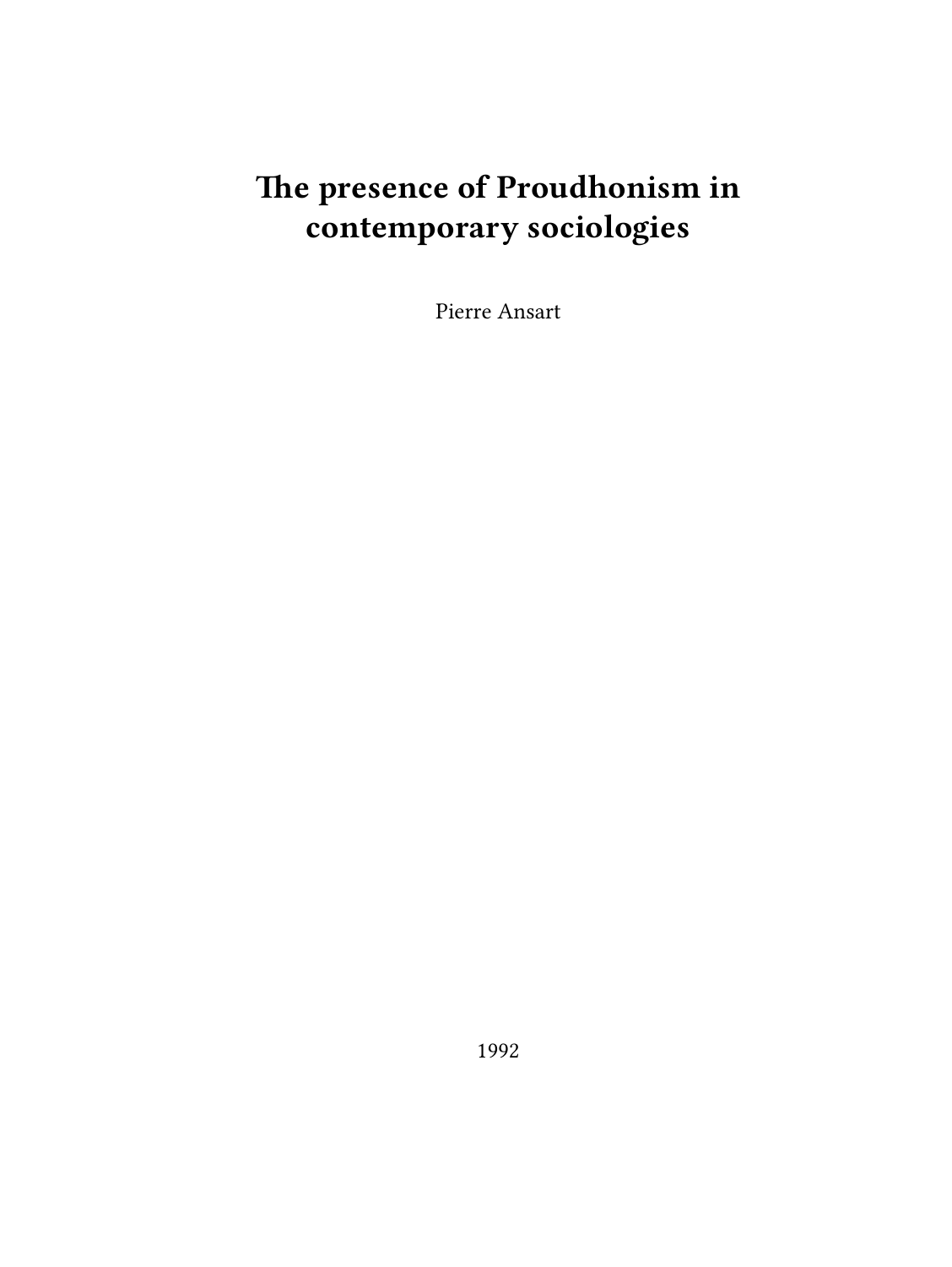# The presence of Proudhonism in contemporary sociologies

Pierre Ansart

1992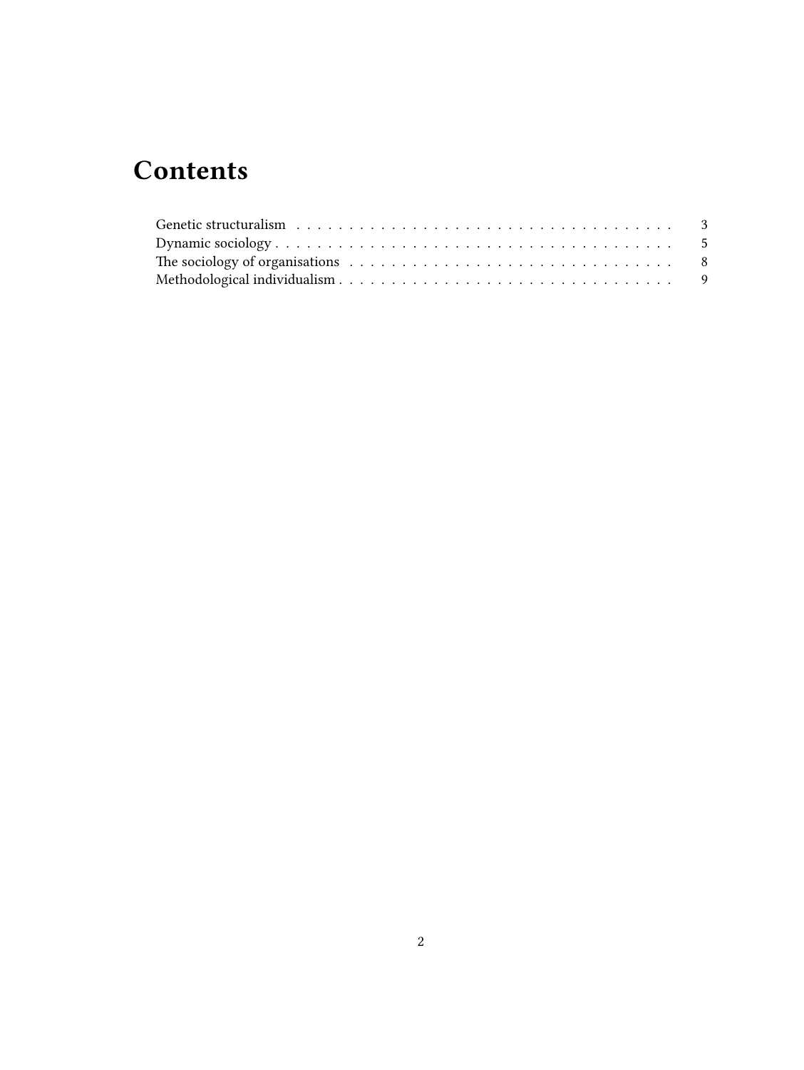# Contents

- Genetic structuralism . . . . . . . . . . . . . . . . . . . . . . . . . . . . . . . . . . . . 3
- Dynamic sociology . . . . . . . . . . . . . . . . . . . . . . . . . . . . . . . . . . . . . . 5
- The sociology of organisations . . . . . . . . . . . . . . . . . . . . . . . . . . . . . . . 8
- Methodological individualism . . . . . . . . . . . . . . . . . . . . . . . . . . . . . . . . 9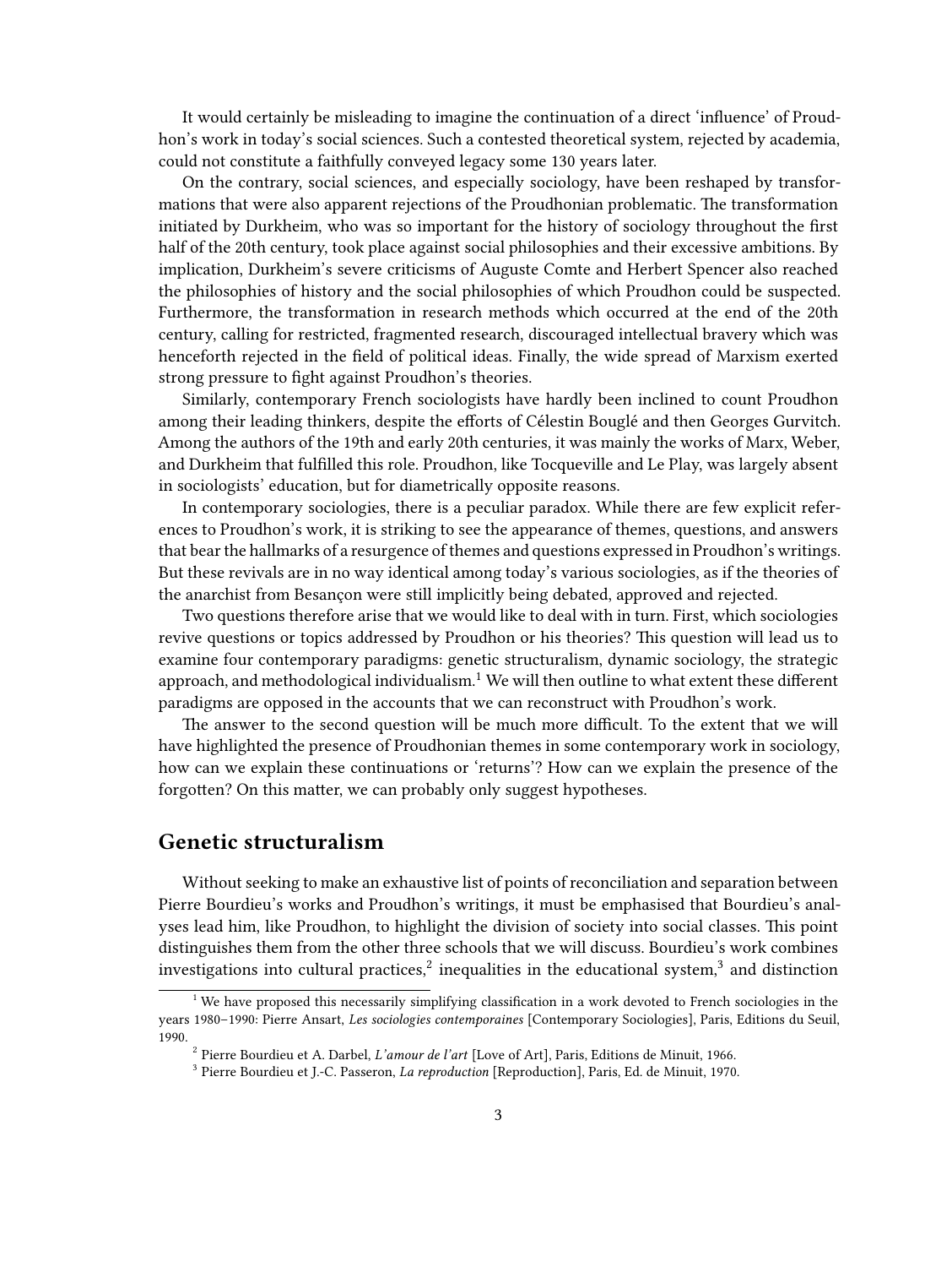It would certainly be misleading to imagine the continuation of a direct 'influence' of Proudhon's work in today's social sciences. Such a contested theoretical system, rejected by academia, could not constitute a faithfully conveyed legacy some 130 years later.

On the contrary, social sciences, and especially sociology, have been reshaped by transformations that were also apparent rejections of the Proudhonian problematic. The transformation initiated by Durkheim, who was so important for the history of sociology throughout the first half of the 20th century, took place against social philosophies and their excessive ambitions. By implication, Durkheim's severe criticisms of Auguste Comte and Herbert Spencer also reached the philosophies of history and the social philosophies of which Proudhon could be suspected. Furthermore, the transformation in research methods which occurred at the end of the 20th century, calling for restricted, fragmented research, discouraged intellectual bravery which was henceforth rejected in the field of political ideas. Finally, the wide spread of Marxism exerted strong pressure to fight against Proudhon's theories.

Similarly, contemporary French sociologists have hardly been inclined to count Proudhon among their leading thinkers, despite the efforts of Célestin Bouglé and then Georges Gurvitch. Among the authors of the 19th and early 20th centuries, it was mainly the works of Marx, Weber, and Durkheim that fulfilled this role. Proudhon, like Tocqueville and Le Play, was largely absent in sociologists' education, but for diametrically opposite reasons.

In contemporary sociologies, there is a peculiar paradox. While there are few explicit references to Proudhon's work, it is striking to see the appearance of themes, questions, and answers that bear the hallmarks of a resurgence of themes and questions expressed in Proudhon's writings. But these revivals are in no way identical among today's various sociologies, as if the theories of the anarchist from Besançon were still implicitly being debated, approved and rejected.

Two questions therefore arise that we would like to deal with in turn. First, which sociologies revive questions or topics addressed by Proudhon or his theories? This question will lead us to examine four contemporary paradigms: genetic structuralism, dynamic sociology, the strategic approach, and methodological individualism.[1] We will then outline to what extent these different paradigms are opposed in the accounts that we can reconstruct with Proudhon's work.

The answer to the second question will be much more difficult. To the extent that we will have highlighted the presence of Proudhonian themes in some contemporary work in sociology, how can we explain these continuations or 'returns'? How can we explain the presence of the forgotten? On this matter, we can probably only suggest hypotheses.

## Genetic structuralism

Without seeking to make an exhaustive list of points of reconciliation and separation between Pierre Bourdieu's works and Proudhon's writings, it must be emphasised that Bourdieu's analyses lead him, like Proudhon, to highlight the division of society into social classes. This point distinguishes them from the other three schools that we will discuss. Bourdieu's work combines investigations into cultural practices,[2] inequalities in the educational system,[3] and distinction

---

[1] We have proposed this necessarily simplifying classification in a work devoted to French sociologies in the years 1980–1990: Pierre Ansart, *Les sociologies contemporaines* [Contemporary Sociologies], Paris, Editions du Seuil, 1990.

[2] Pierre Bourdieu et A. Darbel, *L'amour de l'art* [Love of Art], Paris, Editions de Minuit, 1966.

[3] Pierre Bourdieu et J.-C. Passeron, *La reproduction* [Reproduction], Paris, Ed. de Minuit, 1970.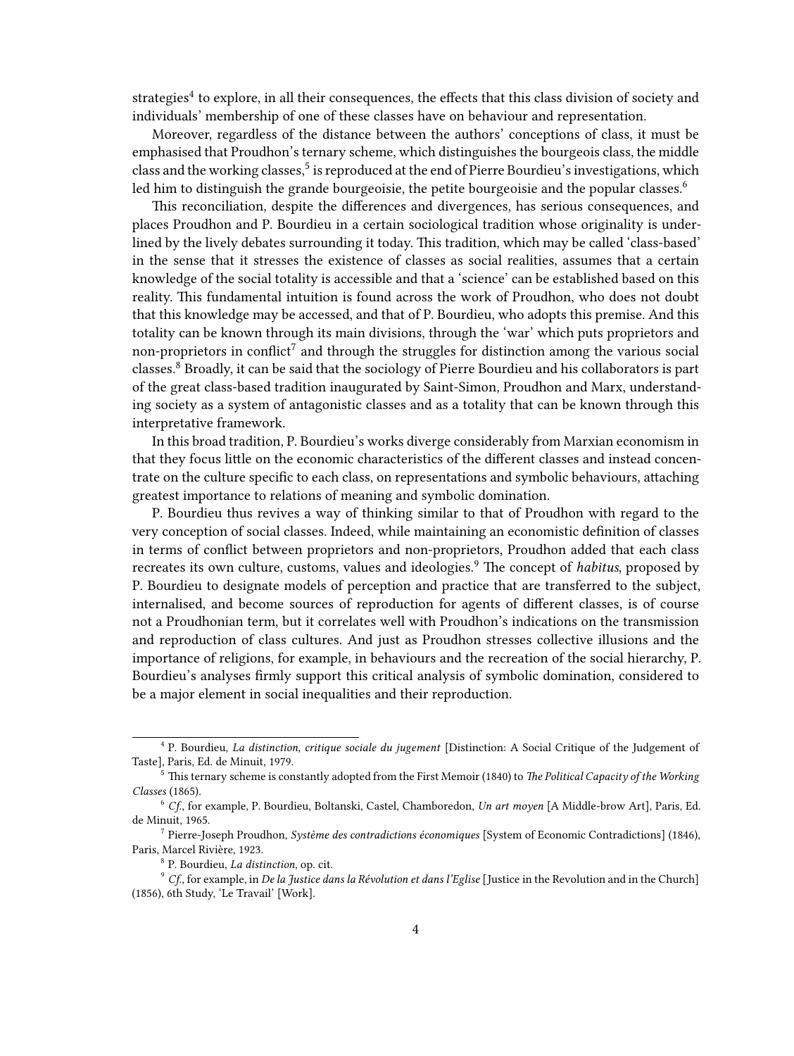strategies[4] to explore, in all their consequences, the effects that this class division of society and individuals' membership of one of these classes have on behaviour and representation.

Moreover, regardless of the distance between the authors' conceptions of class, it must be emphasised that Proudhon's ternary scheme, which distinguishes the bourgeois class, the middle class and the working classes,[5] is reproduced at the end of Pierre Bourdieu's investigations, which led him to distinguish the grande bourgeoisie, the petite bourgeoisie and the popular classes.[6]

This reconciliation, despite the differences and divergences, has serious consequences, and places Proudhon and P. Bourdieu in a certain sociological tradition whose originality is underlined by the lively debates surrounding it today. This tradition, which may be called 'class-based' in the sense that it stresses the existence of classes as social realities, assumes that a certain knowledge of the social totality is accessible and that a 'science' can be established based on this reality. This fundamental intuition is found across the work of Proudhon, who does not doubt that this knowledge may be accessed, and that of P. Bourdieu, who adopts this premise. And this totality can be known through its main divisions, through the 'war' which puts proprietors and non-proprietors in conflict[7] and through the struggles for distinction among the various social classes.[8] Broadly, it can be said that the sociology of Pierre Bourdieu and his collaborators is part of the great class-based tradition inaugurated by Saint-Simon, Proudhon and Marx, understanding society as a system of antagonistic classes and as a totality that can be known through this interpretative framework.

In this broad tradition, P. Bourdieu's works diverge considerably from Marxian economism in that they focus little on the economic characteristics of the different classes and instead concentrate on the culture specific to each class, on representations and symbolic behaviours, attaching greatest importance to relations of meaning and symbolic domination.

P. Bourdieu thus revives a way of thinking similar to that of Proudhon with regard to the very conception of social classes. Indeed, while maintaining an economistic definition of classes in terms of conflict between proprietors and non-proprietors, Proudhon added that each class recreates its own culture, customs, values and ideologies.[9] The concept of *habitus*, proposed by P. Bourdieu to designate models of perception and practice that are transferred to the subject, internalised, and become sources of reproduction for agents of different classes, is of course not a Proudhonian term, but it correlates well with Proudhon's indications on the transmission and reproduction of class cultures. And just as Proudhon stresses collective illusions and the importance of religions, for example, in behaviours and the recreation of the social hierarchy, P. Bourdieu's analyses firmly support this critical analysis of symbolic domination, considered to be a major element in social inequalities and their reproduction.

---

[4] P. Bourdieu, *La distinction, critique sociale du jugement* [Distinction: A Social Critique of the Judgement of Taste], Paris, Ed. de Minuit, 1979.

[5] This ternary scheme is constantly adopted from the First Memoir (1840) to *The Political Capacity of the Working Classes* (1865).

[6] *Cf.*, for example, P. Bourdieu, Boltanski, Castel, Chamboredon, *Un art moyen* [A Middle-brow Art], Paris, Ed. de Minuit, 1965.

[7] Pierre-Joseph Proudhon, *Système des contradictions économiques* [System of Economic Contradictions] (1846), Paris, Marcel Rivière, 1923.

[8] P. Bourdieu, *La distinction*, op. cit.

[9] *Cf.*, for example, in *De la Justice dans la Révolution et dans l'Eglise* [Justice in the Revolution and in the Church] (1856), 6th Study, 'Le Travail' [Work].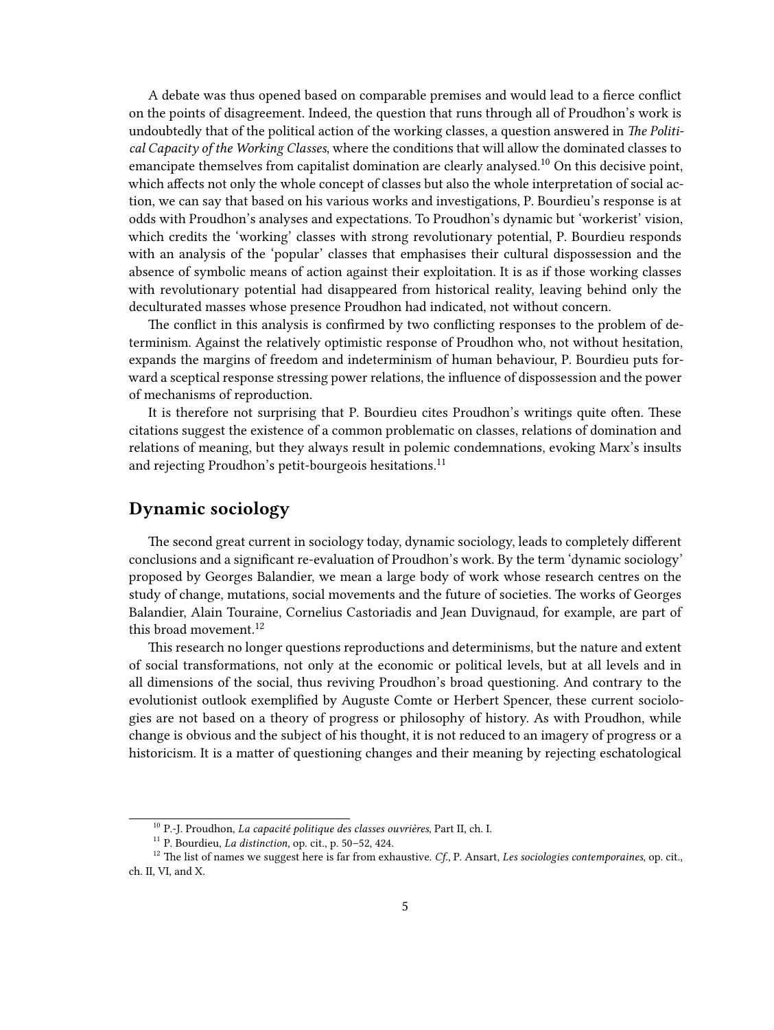A debate was thus opened based on comparable premises and would lead to a fierce conflict on the points of disagreement. Indeed, the question that runs through all of Proudhon's work is undoubtedly that of the political action of the working classes, a question answered in *The Political Capacity of the Working Classes*, where the conditions that will allow the dominated classes to emancipate themselves from capitalist domination are clearly analysed.[10] On this decisive point, which affects not only the whole concept of classes but also the whole interpretation of social action, we can say that based on his various works and investigations, P. Bourdieu's response is at odds with Proudhon's analyses and expectations. To Proudhon's dynamic but 'workerist' vision, which credits the 'working' classes with strong revolutionary potential, P. Bourdieu responds with an analysis of the 'popular' classes that emphasises their cultural dispossession and the absence of symbolic means of action against their exploitation. It is as if those working classes with revolutionary potential had disappeared from historical reality, leaving behind only the deculturated masses whose presence Proudhon had indicated, not without concern.

The conflict in this analysis is confirmed by two conflicting responses to the problem of determinism. Against the relatively optimistic response of Proudhon who, not without hesitation, expands the margins of freedom and indeterminism of human behaviour, P. Bourdieu puts forward a sceptical response stressing power relations, the influence of dispossession and the power of mechanisms of reproduction.

It is therefore not surprising that P. Bourdieu cites Proudhon's writings quite often. These citations suggest the existence of a common problematic on classes, relations of domination and relations of meaning, but they always result in polemic condemnations, evoking Marx's insults and rejecting Proudhon's petit-bourgeois hesitations.[11]

## Dynamic sociology

The second great current in sociology today, dynamic sociology, leads to completely different conclusions and a significant re-evaluation of Proudhon's work. By the term 'dynamic sociology' proposed by Georges Balandier, we mean a large body of work whose research centres on the study of change, mutations, social movements and the future of societies. The works of Georges Balandier, Alain Touraine, Cornelius Castoriadis and Jean Duvignaud, for example, are part of this broad movement.[12]

This research no longer questions reproductions and determinisms, but the nature and extent of social transformations, not only at the economic or political levels, but at all levels and in all dimensions of the social, thus reviving Proudhon's broad questioning. And contrary to the evolutionist outlook exemplified by Auguste Comte or Herbert Spencer, these current sociologies are not based on a theory of progress or philosophy of history. As with Proudhon, while change is obvious and the subject of his thought, it is not reduced to an imagery of progress or a historicism. It is a matter of questioning changes and their meaning by rejecting eschatological

---

[10] P.-J. Proudhon, *La capacité politique des classes ouvrières*, Part II, ch. I.

[11] P. Bourdieu, *La distinction*, op. cit., p. 50–52, 424.

[12] The list of names we suggest here is far from exhaustive. *Cf.*, P. Ansart, *Les sociologies contemporaines*, op. cit., ch. II, VI, and X.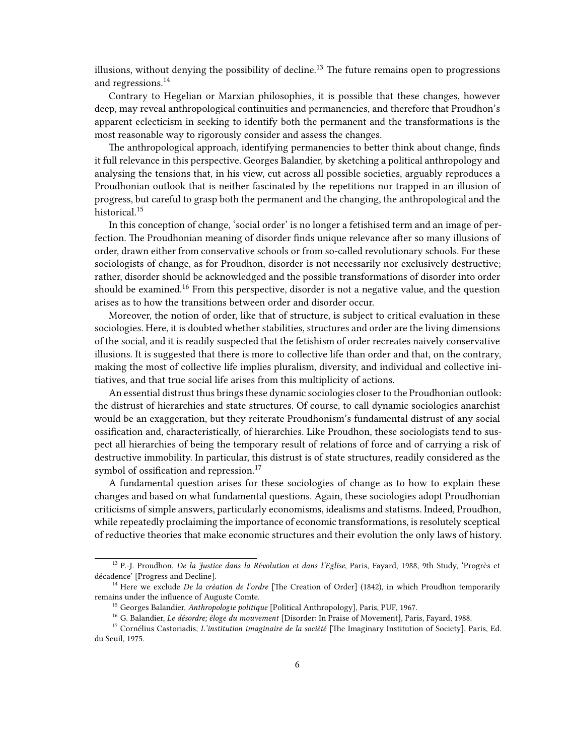illusions, without denying the possibility of decline.[13] The future remains open to progressions and regressions.[14]

Contrary to Hegelian or Marxian philosophies, it is possible that these changes, however deep, may reveal anthropological continuities and permanencies, and therefore that Proudhon's apparent eclecticism in seeking to identify both the permanent and the transformations is the most reasonable way to rigorously consider and assess the changes.

The anthropological approach, identifying permanencies to better think about change, finds it full relevance in this perspective. Georges Balandier, by sketching a political anthropology and analysing the tensions that, in his view, cut across all possible societies, arguably reproduces a Proudhonian outlook that is neither fascinated by the repetitions nor trapped in an illusion of progress, but careful to grasp both the permanent and the changing, the anthropological and the historical.[15]

In this conception of change, 'social order' is no longer a fetishised term and an image of perfection. The Proudhonian meaning of disorder finds unique relevance after so many illusions of order, drawn either from conservative schools or from so-called revolutionary schools. For these sociologists of change, as for Proudhon, disorder is not necessarily nor exclusively destructive; rather, disorder should be acknowledged and the possible transformations of disorder into order should be examined.[16] From this perspective, disorder is not a negative value, and the question arises as to how the transitions between order and disorder occur.

Moreover, the notion of order, like that of structure, is subject to critical evaluation in these sociologies. Here, it is doubted whether stabilities, structures and order are the living dimensions of the social, and it is readily suspected that the fetishism of order recreates naively conservative illusions. It is suggested that there is more to collective life than order and that, on the contrary, making the most of collective life implies pluralism, diversity, and individual and collective initiatives, and that true social life arises from this multiplicity of actions.

An essential distrust thus brings these dynamic sociologies closer to the Proudhonian outlook: the distrust of hierarchies and state structures. Of course, to call dynamic sociologies anarchist would be an exaggeration, but they reiterate Proudhonism's fundamental distrust of any social ossification and, characteristically, of hierarchies. Like Proudhon, these sociologists tend to suspect all hierarchies of being the temporary result of relations of force and of carrying a risk of destructive immobility. In particular, this distrust is of state structures, readily considered as the symbol of ossification and repression.[17]

A fundamental question arises for these sociologies of change as to how to explain these changes and based on what fundamental questions. Again, these sociologies adopt Proudhonian criticisms of simple answers, particularly economisms, idealisms and statisms. Indeed, Proudhon, while repeatedly proclaiming the importance of economic transformations, is resolutely sceptical of reductive theories that make economic structures and their evolution the only laws of history.

---

[13] P.-J. Proudhon, *De la Justice dans la Révolution et dans l'Eglise*, Paris, Fayard, 1988, 9th Study, 'Progrès et décadence' [Progress and Decline].

[14] Here we exclude *De la création de l'ordre* [The Creation of Order] (1842), in which Proudhon temporarily remains under the influence of Auguste Comte.

[15] Georges Balandier, *Anthropologie politique* [Political Anthropology], Paris, PUF, 1967.

[16] G. Balandier, *Le désordre; éloge du mouvement* [Disorder: In Praise of Movement], Paris, Fayard, 1988.

[17] Cornélius Castoriadis, *L'institution imaginaire de la société* [The Imaginary Institution of Society], Paris, Ed. du Seuil, 1975.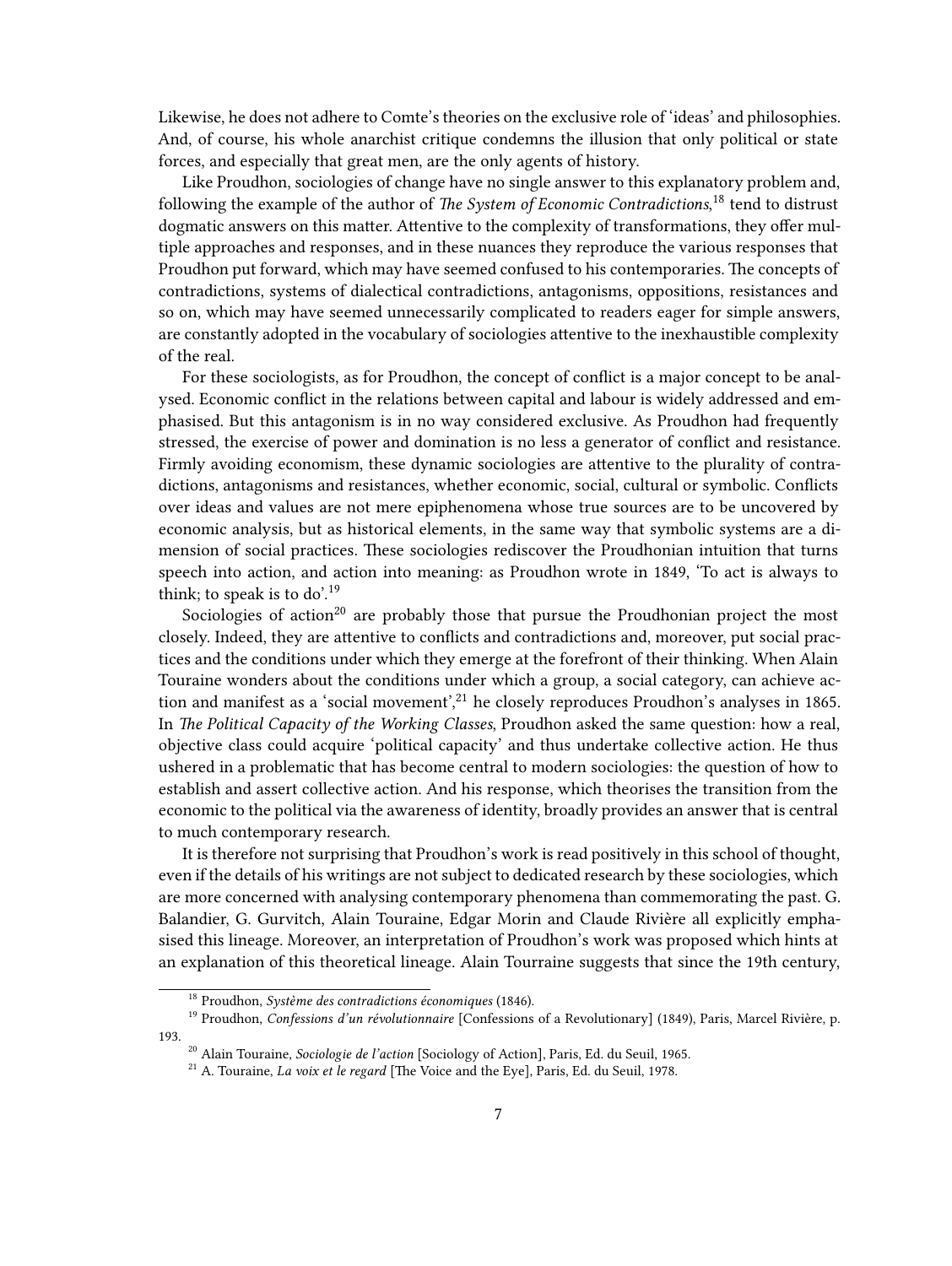Likewise, he does not adhere to Comte's theories on the exclusive role of 'ideas' and philosophies. And, of course, his whole anarchist critique condemns the illusion that only political or state forces, and especially that great men, are the only agents of history.

Like Proudhon, sociologies of change have no single answer to this explanatory problem and, following the example of the author of *The System of Economic Contradictions*,[18] tend to distrust dogmatic answers on this matter. Attentive to the complexity of transformations, they offer multiple approaches and responses, and in these nuances they reproduce the various responses that Proudhon put forward, which may have seemed confused to his contemporaries. The concepts of contradictions, systems of dialectical contradictions, antagonisms, oppositions, resistances and so on, which may have seemed unnecessarily complicated to readers eager for simple answers, are constantly adopted in the vocabulary of sociologies attentive to the inexhaustible complexity of the real.

For these sociologists, as for Proudhon, the concept of conflict is a major concept to be analysed. Economic conflict in the relations between capital and labour is widely addressed and emphasised. But this antagonism is in no way considered exclusive. As Proudhon had frequently stressed, the exercise of power and domination is no less a generator of conflict and resistance. Firmly avoiding economism, these dynamic sociologies are attentive to the plurality of contradictions, antagonisms and resistances, whether economic, social, cultural or symbolic. Conflicts over ideas and values are not mere epiphenomena whose true sources are to be uncovered by economic analysis, but as historical elements, in the same way that symbolic systems are a dimension of social practices. These sociologies rediscover the Proudhonian intuition that turns speech into action, and action into meaning: as Proudhon wrote in 1849, 'To act is always to think; to speak is to do'.[19]

Sociologies of action[20] are probably those that pursue the Proudhonian project the most closely. Indeed, they are attentive to conflicts and contradictions and, moreover, put social practices and the conditions under which they emerge at the forefront of their thinking. When Alain Touraine wonders about the conditions under which a group, a social category, can achieve action and manifest as a 'social movement',[21] he closely reproduces Proudhon's analyses in 1865. In *The Political Capacity of the Working Classes*, Proudhon asked the same question: how a real, objective class could acquire 'political capacity' and thus undertake collective action. He thus ushered in a problematic that has become central to modern sociologies: the question of how to establish and assert collective action. And his response, which theorises the transition from the economic to the political via the awareness of identity, broadly provides an answer that is central to much contemporary research.

It is therefore not surprising that Proudhon's work is read positively in this school of thought, even if the details of his writings are not subject to dedicated research by these sociologies, which are more concerned with analysing contemporary phenomena than commemorating the past. G. Balandier, G. Gurvitch, Alain Touraine, Edgar Morin and Claude Rivière all explicitly emphasised this lineage. Moreover, an interpretation of Proudhon's work was proposed which hints at an explanation of this theoretical lineage. Alain Tourraine suggests that since the 19th century,

[18] Proudhon, *Système des contradictions économiques* (1846).

[19] Proudhon, *Confessions d'un révolutionnaire* [Confessions of a Revolutionary] (1849), Paris, Marcel Rivière, p. 193.

[20] Alain Touraine, *Sociologie de l'action* [Sociology of Action], Paris, Ed. du Seuil, 1965.

[21] A. Touraine, *La voix et le regard* [The Voice and the Eye], Paris, Ed. du Seuil, 1978.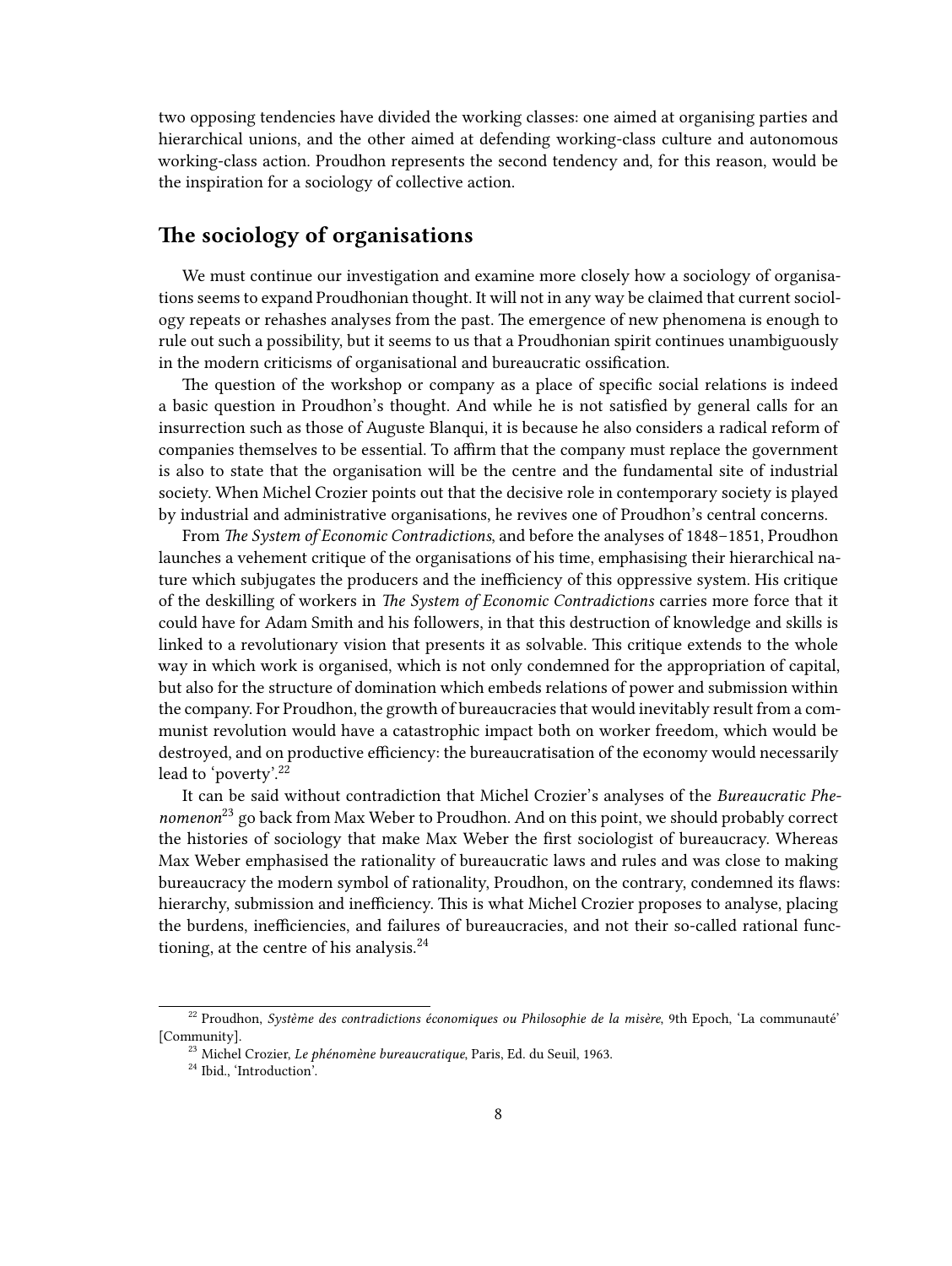two opposing tendencies have divided the working classes: one aimed at organising parties and hierarchical unions, and the other aimed at defending working-class culture and autonomous working-class action. Proudhon represents the second tendency and, for this reason, would be the inspiration for a sociology of collective action.

## The sociology of organisations

We must continue our investigation and examine more closely how a sociology of organisations seems to expand Proudhonian thought. It will not in any way be claimed that current sociology repeats or rehashes analyses from the past. The emergence of new phenomena is enough to rule out such a possibility, but it seems to us that a Proudhonian spirit continues unambiguously in the modern criticisms of organisational and bureaucratic ossification.

The question of the workshop or company as a place of specific social relations is indeed a basic question in Proudhon's thought. And while he is not satisfied by general calls for an insurrection such as those of Auguste Blanqui, it is because he also considers a radical reform of companies themselves to be essential. To affirm that the company must replace the government is also to state that the organisation will be the centre and the fundamental site of industrial society. When Michel Crozier points out that the decisive role in contemporary society is played by industrial and administrative organisations, he revives one of Proudhon's central concerns.

From *The System of Economic Contradictions*, and before the analyses of 1848–1851, Proudhon launches a vehement critique of the organisations of his time, emphasising their hierarchical nature which subjugates the producers and the inefficiency of this oppressive system. His critique of the deskilling of workers in *The System of Economic Contradictions* carries more force that it could have for Adam Smith and his followers, in that this destruction of knowledge and skills is linked to a revolutionary vision that presents it as solvable. This critique extends to the whole way in which work is organised, which is not only condemned for the appropriation of capital, but also for the structure of domination which embeds relations of power and submission within the company. For Proudhon, the growth of bureaucracies that would inevitably result from a communist revolution would have a catastrophic impact both on worker freedom, which would be destroyed, and on productive efficiency: the bureaucratisation of the economy would necessarily lead to 'poverty'.[22]

It can be said without contradiction that Michel Crozier's analyses of the *Bureaucratic Phenomenon*[23] go back from Max Weber to Proudhon. And on this point, we should probably correct the histories of sociology that make Max Weber the first sociologist of bureaucracy. Whereas Max Weber emphasised the rationality of bureaucratic laws and rules and was close to making bureaucracy the modern symbol of rationality, Proudhon, on the contrary, condemned its flaws: hierarchy, submission and inefficiency. This is what Michel Crozier proposes to analyse, placing the burdens, inefficiencies, and failures of bureaucracies, and not their so-called rational functioning, at the centre of his analysis.[24]

---

[22] Proudhon, *Système des contradictions économiques ou Philosophie de la misère*, 9th Epoch, 'La communauté' [Community].

[23] Michel Crozier, *Le phénomène bureaucratique*, Paris, Ed. du Seuil, 1963.

[24] Ibid., 'Introduction'.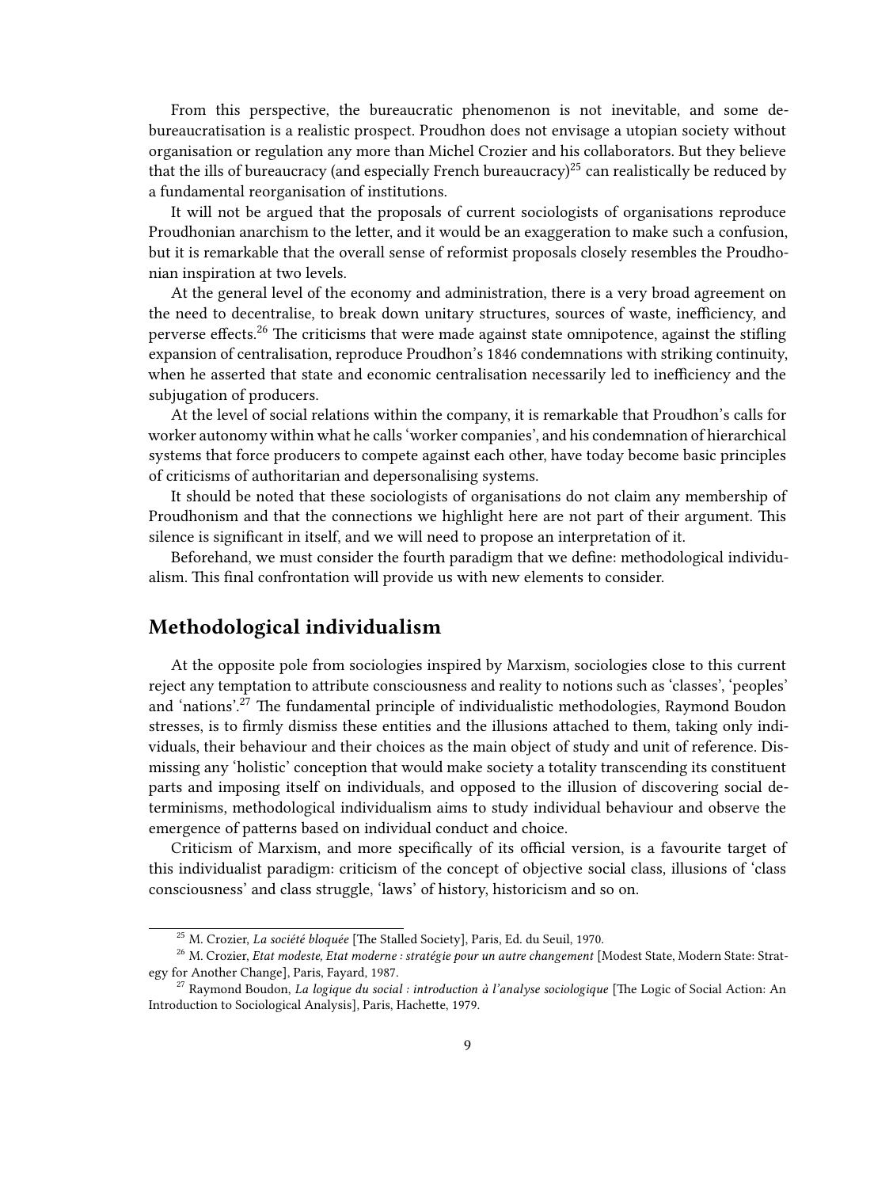From this perspective, the bureaucratic phenomenon is not inevitable, and some debureaucratisation is a realistic prospect. Proudhon does not envisage a utopian society without organisation or regulation any more than Michel Crozier and his collaborators. But they believe that the ills of bureaucracy (and especially French bureaucracy)[25] can realistically be reduced by a fundamental reorganisation of institutions.

It will not be argued that the proposals of current sociologists of organisations reproduce Proudhonian anarchism to the letter, and it would be an exaggeration to make such a confusion, but it is remarkable that the overall sense of reformist proposals closely resembles the Proudhonian inspiration at two levels.

At the general level of the economy and administration, there is a very broad agreement on the need to decentralise, to break down unitary structures, sources of waste, inefficiency, and perverse effects.[26] The criticisms that were made against state omnipotence, against the stifling expansion of centralisation, reproduce Proudhon's 1846 condemnations with striking continuity, when he asserted that state and economic centralisation necessarily led to inefficiency and the subjugation of producers.

At the level of social relations within the company, it is remarkable that Proudhon's calls for worker autonomy within what he calls 'worker companies', and his condemnation of hierarchical systems that force producers to compete against each other, have today become basic principles of criticisms of authoritarian and depersonalising systems.

It should be noted that these sociologists of organisations do not claim any membership of Proudhonism and that the connections we highlight here are not part of their argument. This silence is significant in itself, and we will need to propose an interpretation of it.

Beforehand, we must consider the fourth paradigm that we define: methodological individualism. This final confrontation will provide us with new elements to consider.

## Methodological individualism

At the opposite pole from sociologies inspired by Marxism, sociologies close to this current reject any temptation to attribute consciousness and reality to notions such as 'classes', 'peoples' and 'nations'.[27] The fundamental principle of individualistic methodologies, Raymond Boudon stresses, is to firmly dismiss these entities and the illusions attached to them, taking only individuals, their behaviour and their choices as the main object of study and unit of reference. Dismissing any 'holistic' conception that would make society a totality transcending its constituent parts and imposing itself on individuals, and opposed to the illusion of discovering social determinisms, methodological individualism aims to study individual behaviour and observe the emergence of patterns based on individual conduct and choice.

Criticism of Marxism, and more specifically of its official version, is a favourite target of this individualist paradigm: criticism of the concept of objective social class, illusions of 'class consciousness' and class struggle, 'laws' of history, historicism and so on.

---

[25] M. Crozier, *La société bloquée* [The Stalled Society], Paris, Ed. du Seuil, 1970.

[26] M. Crozier, *Etat modeste, Etat moderne : stratégie pour un autre changement* [Modest State, Modern State: Strategy for Another Change], Paris, Fayard, 1987.

[27] Raymond Boudon, *La logique du social : introduction à l'analyse sociologique* [The Logic of Social Action: An Introduction to Sociological Analysis], Paris, Hachette, 1979.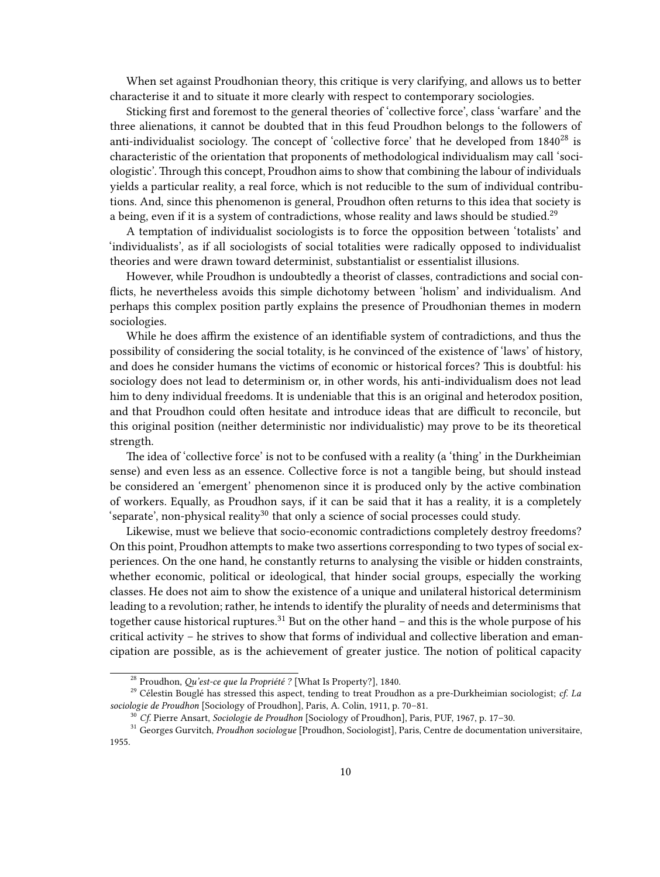When set against Proudhonian theory, this critique is very clarifying, and allows us to better characterise it and to situate it more clearly with respect to contemporary sociologies.

Sticking first and foremost to the general theories of 'collective force', class 'warfare' and the three alienations, it cannot be doubted that in this feud Proudhon belongs to the followers of anti-individualist sociology. The concept of 'collective force' that he developed from 1840[28] is characteristic of the orientation that proponents of methodological individualism may call 'sociologistic'. Through this concept, Proudhon aims to show that combining the labour of individuals yields a particular reality, a real force, which is not reducible to the sum of individual contributions. And, since this phenomenon is general, Proudhon often returns to this idea that society is a being, even if it is a system of contradictions, whose reality and laws should be studied.[29]

A temptation of individualist sociologists is to force the opposition between 'totalists' and 'individualists', as if all sociologists of social totalities were radically opposed to individualist theories and were drawn toward determinist, substantialist or essentialist illusions.

However, while Proudhon is undoubtedly a theorist of classes, contradictions and social conflicts, he nevertheless avoids this simple dichotomy between 'holism' and individualism. And perhaps this complex position partly explains the presence of Proudhonian themes in modern sociologies.

While he does affirm the existence of an identifiable system of contradictions, and thus the possibility of considering the social totality, is he convinced of the existence of 'laws' of history, and does he consider humans the victims of economic or historical forces? This is doubtful: his sociology does not lead to determinism or, in other words, his anti-individualism does not lead him to deny individual freedoms. It is undeniable that this is an original and heterodox position, and that Proudhon could often hesitate and introduce ideas that are difficult to reconcile, but this original position (neither deterministic nor individualistic) may prove to be its theoretical strength.

The idea of 'collective force' is not to be confused with a reality (a 'thing' in the Durkheimian sense) and even less as an essence. Collective force is not a tangible being, but should instead be considered an 'emergent' phenomenon since it is produced only by the active combination of workers. Equally, as Proudhon says, if it can be said that it has a reality, it is a completely 'separate', non-physical reality[30] that only a science of social processes could study.

Likewise, must we believe that socio-economic contradictions completely destroy freedoms? On this point, Proudhon attempts to make two assertions corresponding to two types of social experiences. On the one hand, he constantly returns to analysing the visible or hidden constraints, whether economic, political or ideological, that hinder social groups, especially the working classes. He does not aim to show the existence of a unique and unilateral historical determinism leading to a revolution; rather, he intends to identify the plurality of needs and determinisms that together cause historical ruptures.[31] But on the other hand – and this is the whole purpose of his critical activity – he strives to show that forms of individual and collective liberation and emancipation are possible, as is the achievement of greater justice. The notion of political capacity

---

[28] Proudhon, *Qu'est-ce que la Propriété ?* [What Is Property?], 1840.

[29] Célestin Bouglé has stressed this aspect, tending to treat Proudhon as a pre-Durkheimian sociologist; *cf. La sociologie de Proudhon* [Sociology of Proudhon], Paris, A. Colin, 1911, p. 70–81.

[30] *Cf.* Pierre Ansart, *Sociologie de Proudhon* [Sociology of Proudhon], Paris, PUF, 1967, p. 17–30.

[31] Georges Gurvitch, *Proudhon sociologue* [Proudhon, Sociologist], Paris, Centre de documentation universitaire, 1955.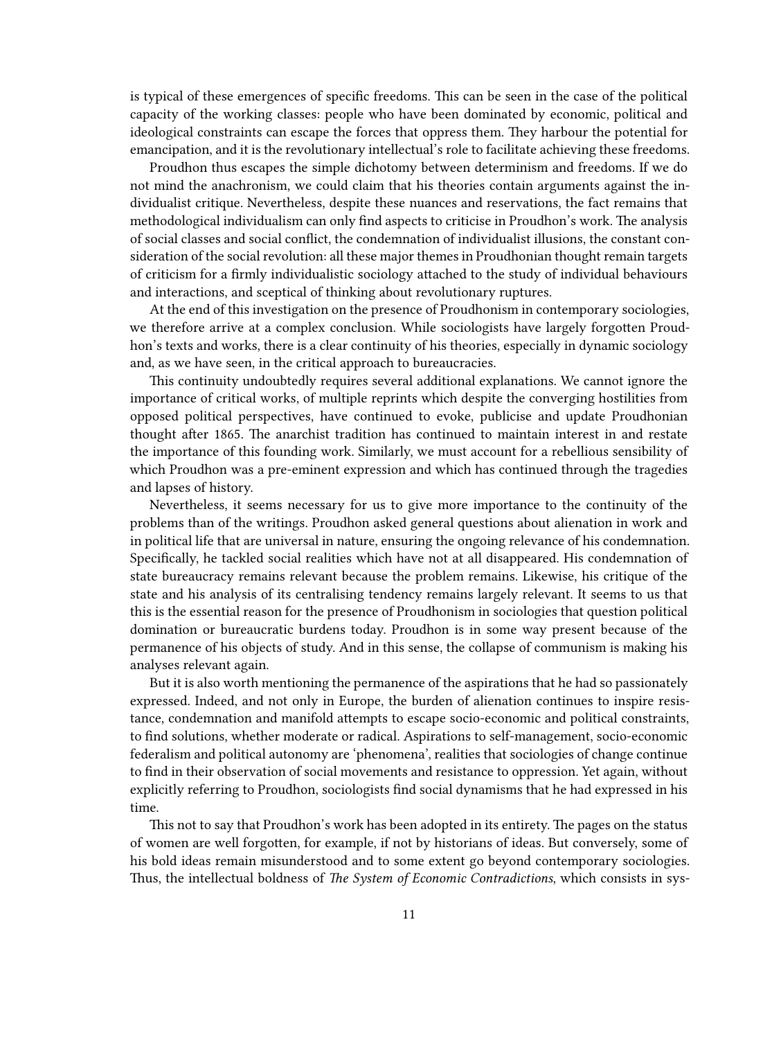is typical of these emergences of specific freedoms. This can be seen in the case of the political capacity of the working classes: people who have been dominated by economic, political and ideological constraints can escape the forces that oppress them. They harbour the potential for emancipation, and it is the revolutionary intellectual's role to facilitate achieving these freedoms.

Proudhon thus escapes the simple dichotomy between determinism and freedoms. If we do not mind the anachronism, we could claim that his theories contain arguments against the individualist critique. Nevertheless, despite these nuances and reservations, the fact remains that methodological individualism can only find aspects to criticise in Proudhon's work. The analysis of social classes and social conflict, the condemnation of individualist illusions, the constant consideration of the social revolution: all these major themes in Proudhonian thought remain targets of criticism for a firmly individualistic sociology attached to the study of individual behaviours and interactions, and sceptical of thinking about revolutionary ruptures.

At the end of this investigation on the presence of Proudhonism in contemporary sociologies, we therefore arrive at a complex conclusion. While sociologists have largely forgotten Proudhon's texts and works, there is a clear continuity of his theories, especially in dynamic sociology and, as we have seen, in the critical approach to bureaucracies.

This continuity undoubtedly requires several additional explanations. We cannot ignore the importance of critical works, of multiple reprints which despite the converging hostilities from opposed political perspectives, have continued to evoke, publicise and update Proudhonian thought after 1865. The anarchist tradition has continued to maintain interest in and restate the importance of this founding work. Similarly, we must account for a rebellious sensibility of which Proudhon was a pre-eminent expression and which has continued through the tragedies and lapses of history.

Nevertheless, it seems necessary for us to give more importance to the continuity of the problems than of the writings. Proudhon asked general questions about alienation in work and in political life that are universal in nature, ensuring the ongoing relevance of his condemnation. Specifically, he tackled social realities which have not at all disappeared. His condemnation of state bureaucracy remains relevant because the problem remains. Likewise, his critique of the state and his analysis of its centralising tendency remains largely relevant. It seems to us that this is the essential reason for the presence of Proudhonism in sociologies that question political domination or bureaucratic burdens today. Proudhon is in some way present because of the permanence of his objects of study. And in this sense, the collapse of communism is making his analyses relevant again.

But it is also worth mentioning the permanence of the aspirations that he had so passionately expressed. Indeed, and not only in Europe, the burden of alienation continues to inspire resistance, condemnation and manifold attempts to escape socio-economic and political constraints, to find solutions, whether moderate or radical. Aspirations to self-management, socio-economic federalism and political autonomy are 'phenomena', realities that sociologies of change continue to find in their observation of social movements and resistance to oppression. Yet again, without explicitly referring to Proudhon, sociologists find social dynamisms that he had expressed in his time.

This not to say that Proudhon's work has been adopted in its entirety. The pages on the status of women are well forgotten, for example, if not by historians of ideas. But conversely, some of his bold ideas remain misunderstood and to some extent go beyond contemporary sociologies. Thus, the intellectual boldness of *The System of Economic Contradictions*, which consists in sys-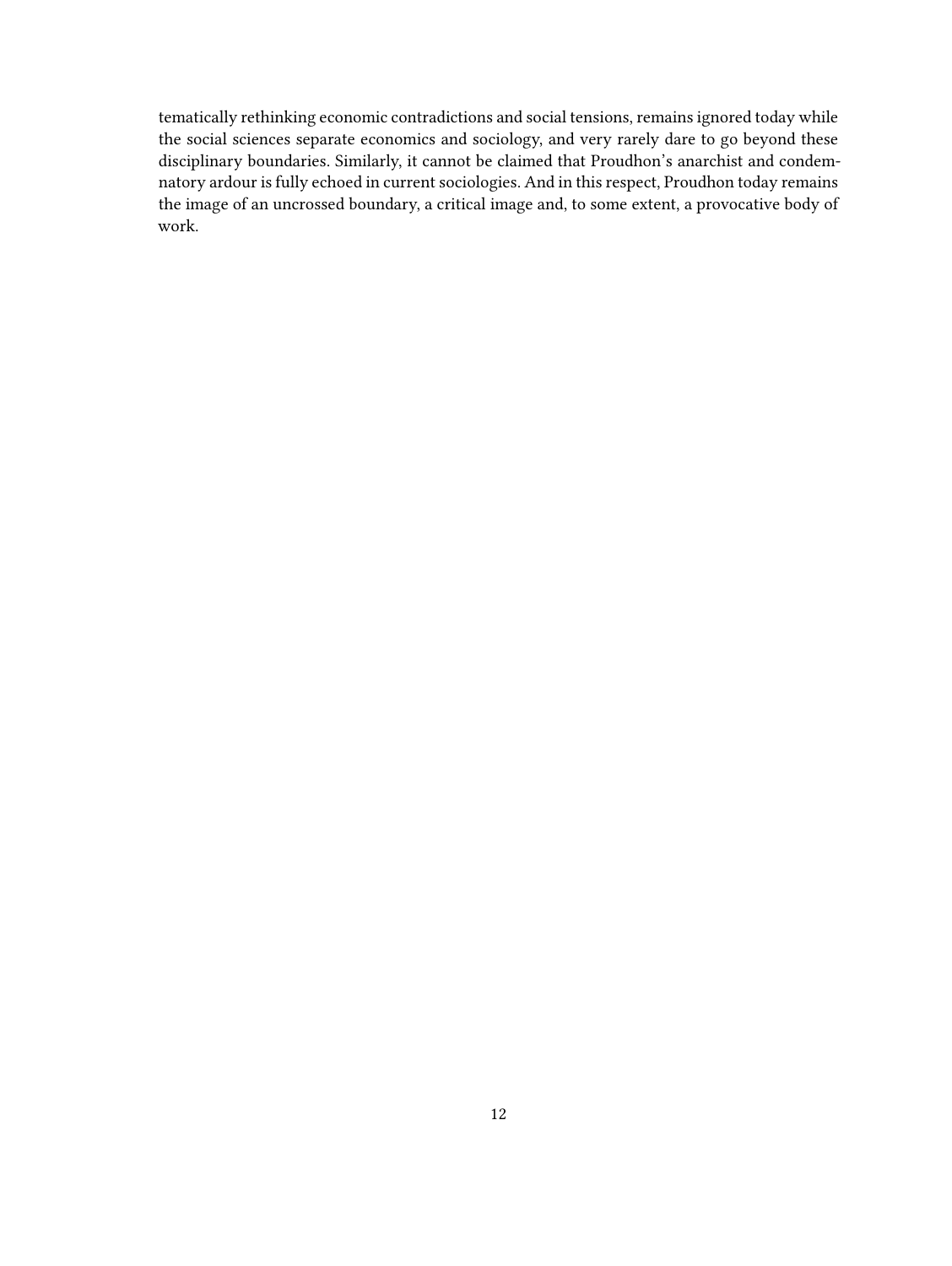tematically rethinking economic contradictions and social tensions, remains ignored today while the social sciences separate economics and sociology, and very rarely dare to go beyond these disciplinary boundaries. Similarly, it cannot be claimed that Proudhon's anarchist and condemnatory ardour is fully echoed in current sociologies. And in this respect, Proudhon today remains the image of an uncrossed boundary, a critical image and, to some extent, a provocative body of work.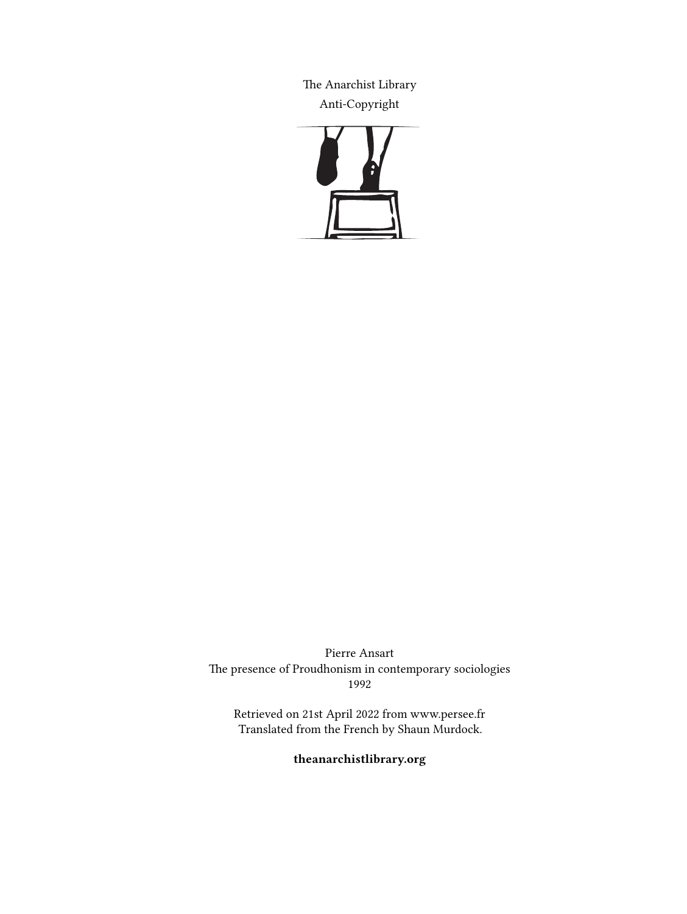The Anarchist Library
Anti-Copyright

Pierre Ansart
The presence of Proudhonism in contemporary sociologies
1992

Retrieved on 21st April 2022 from www.persee.fr
Translated from the French by Shaun Murdock.

**theanarchistlibrary.org**